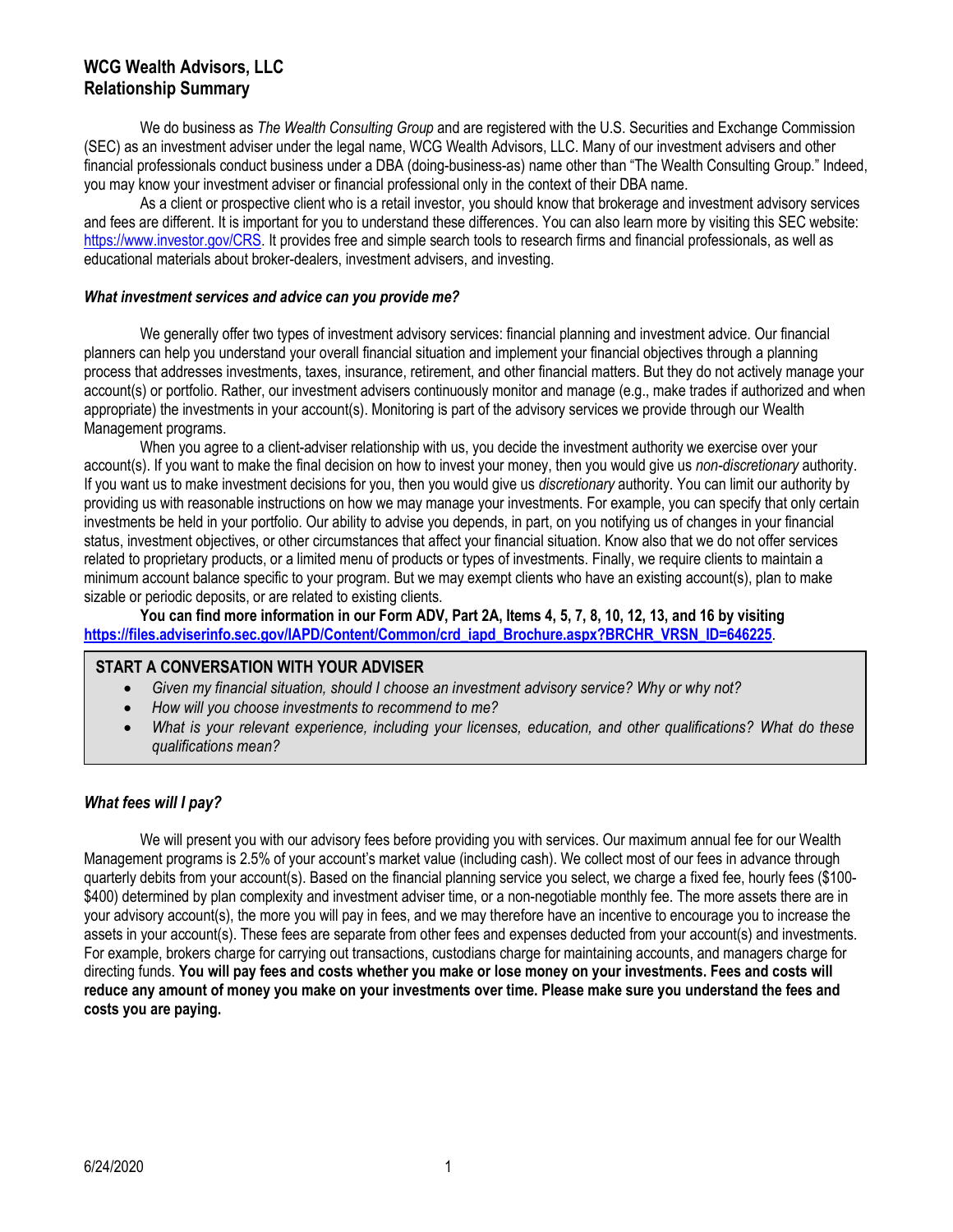# WCG Wealth Advisors, LLC
# Relationship Summary

We do business as *The Wealth Consulting Group* and are registered with the U.S. Securities and Exchange Commission (SEC) as an investment adviser under the legal name, WCG Wealth Advisors, LLC. Many of our investment advisers and other financial professionals conduct business under a DBA (doing-business-as) name other than "The Wealth Consulting Group." Indeed, you may know your investment adviser or financial professional only in the context of their DBA name.

As a client or prospective client who is a retail investor, you should know that brokerage and investment advisory services and fees are different. It is important for you to understand these differences. You can also learn more by visiting this SEC website: https://www.investor.gov/CRS. It provides free and simple search tools to research firms and financial professionals, as well as educational materials about broker-dealers, investment advisers, and investing.

### *What investment services and advice can you provide me?*

We generally offer two types of investment advisory services: financial planning and investment advice. Our financial planners can help you understand your overall financial situation and implement your financial objectives through a planning process that addresses investments, taxes, insurance, retirement, and other financial matters. But they do not actively manage your account(s) or portfolio. Rather, our investment advisers continuously monitor and manage (e.g., make trades if authorized and when appropriate) the investments in your account(s). Monitoring is part of the advisory services we provide through our Wealth Management programs.

When you agree to a client-adviser relationship with us, you decide the investment authority we exercise over your account(s). If you want to make the final decision on how to invest your money, then you would give us *non-discretionary* authority. If you want us to make investment decisions for you, then you would give us *discretionary* authority. You can limit our authority by providing us with reasonable instructions on how we may manage your investments. For example, you can specify that only certain investments be held in your portfolio. Our ability to advise you depends, in part, on you notifying us of changes in your financial status, investment objectives, or other circumstances that affect your financial situation. Know also that we do not offer services related to proprietary products, or a limited menu of products or types of investments. Finally, we require clients to maintain a minimum account balance specific to your program. But we may exempt clients who have an existing account(s), plan to make sizable or periodic deposits, or are related to existing clients.

**You can find more information in our Form ADV, Part 2A, Items 4, 5, 7, 8, 10, 12, 13, and 16 by visiting https://files.adviserinfo.sec.gov/IAPD/Content/Common/crd_iapd_Brochure.aspx?BRCHR_VRSN_ID=646225.**

**START A CONVERSATION WITH YOUR ADVISER**

- *Given my financial situation, should I choose an investment advisory service? Why or why not?*
- *How will you choose investments to recommend to me?*
- *What is your relevant experience, including your licenses, education, and other qualifications? What do these qualifications mean?*

### *What fees will I pay?*

We will present you with our advisory fees before providing you with services. Our maximum annual fee for our Wealth Management programs is 2.5% of your account's market value (including cash). We collect most of our fees in advance through quarterly debits from your account(s). Based on the financial planning service you select, we charge a fixed fee, hourly fees ($100-$400) determined by plan complexity and investment adviser time, or a non-negotiable monthly fee. The more assets there are in your advisory account(s), the more you will pay in fees, and we may therefore have an incentive to encourage you to increase the assets in your account(s). These fees are separate from other fees and expenses deducted from your account(s) and investments. For example, brokers charge for carrying out transactions, custodians charge for maintaining accounts, and managers charge for directing funds. **You will pay fees and costs whether you make or lose money on your investments. Fees and costs will reduce any amount of money you make on your investments over time. Please make sure you understand the fees and costs you are paying.**

6/24/2020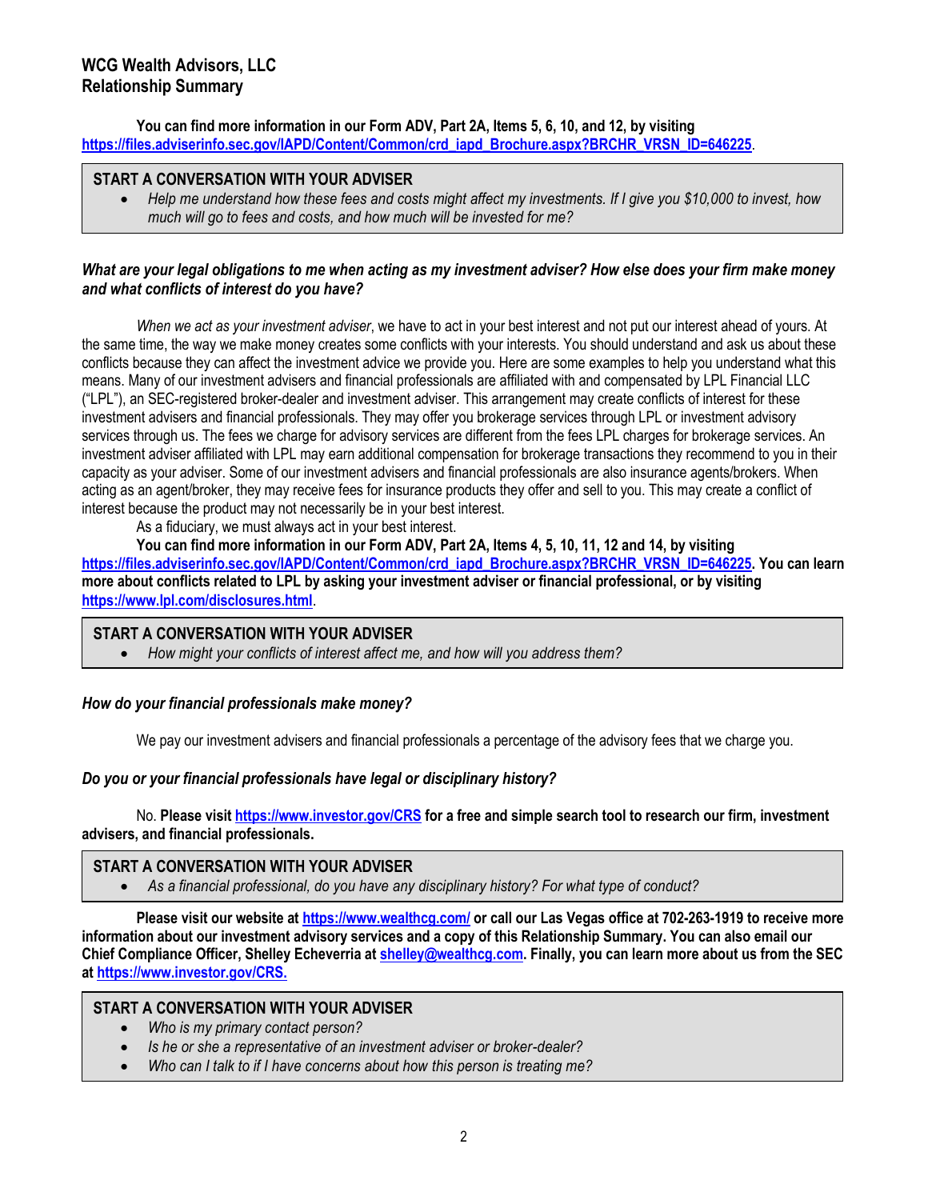**WCG Wealth Advisors, LLC**
**Relationship Summary**

**You can find more information in our Form ADV, Part 2A, Items 5, 6, 10, and 12, by visiting https://files.adviserinfo.sec.gov/IAPD/Content/Common/crd_iapd_Brochure.aspx?BRCHR_VRSN_ID=646225**.

> **START A CONVERSATION WITH YOUR ADVISER**
> - *Help me understand how these fees and costs might affect my investments. If I give you $10,000 to invest, how much will go to fees and costs, and how much will be invested for me?*

***What are your legal obligations to me when acting as my investment adviser? How else does your firm make money and what conflicts of interest do you have?***

*When we act as your investment adviser*, we have to act in your best interest and not put our interest ahead of yours. At the same time, the way we make money creates some conflicts with your interests. You should understand and ask us about these conflicts because they can affect the investment advice we provide you. Here are some examples to help you understand what this means. Many of our investment advisers and financial professionals are affiliated with and compensated by LPL Financial LLC ("LPL"), an SEC-registered broker-dealer and investment adviser. This arrangement may create conflicts of interest for these investment advisers and financial professionals. They may offer you brokerage services through LPL or investment advisory services through us. The fees we charge for advisory services are different from the fees LPL charges for brokerage services. An investment adviser affiliated with LPL may earn additional compensation for brokerage transactions they recommend to you in their capacity as your adviser. Some of our investment advisers and financial professionals are also insurance agents/brokers. When acting as an agent/broker, they may receive fees for insurance products they offer and sell to you. This may create a conflict of interest because the product may not necessarily be in your best interest.

As a fiduciary, we must always act in your best interest.

**You can find more information in our Form ADV, Part 2A, Items 4, 5, 10, 11, 12 and 14, by visiting https://files.adviserinfo.sec.gov/IAPD/Content/Common/crd_iapd_Brochure.aspx?BRCHR_VRSN_ID=646225. You can learn more about conflicts related to LPL by asking your investment adviser or financial professional, or by visiting https://www.lpl.com/disclosures.html**.

> **START A CONVERSATION WITH YOUR ADVISER**
> - *How might your conflicts of interest affect me, and how will you address them?*

***How do your financial professionals make money?***

We pay our investment advisers and financial professionals a percentage of the advisory fees that we charge you.

***Do you or your financial professionals have legal or disciplinary history?***

No. **Please visit https://www.investor.gov/CRS for a free and simple search tool to research our firm, investment advisers, and financial professionals.**

> **START A CONVERSATION WITH YOUR ADVISER**
> - *As a financial professional, do you have any disciplinary history? For what type of conduct?*

**Please visit our website at https://www.wealthcg.com/ or call our Las Vegas office at 702-263-1919 to receive more information about our investment advisory services and a copy of this Relationship Summary. You can also email our Chief Compliance Officer, Shelley Echeverria at shelley@wealthcg.com. Finally, you can learn more about us from the SEC at https://www.investor.gov/CRS.**

> **START A CONVERSATION WITH YOUR ADVISER**
> - *Who is my primary contact person?*
> - *Is he or she a representative of an investment adviser or broker-dealer?*
> - *Who can I talk to if I have concerns about how this person is treating me?*